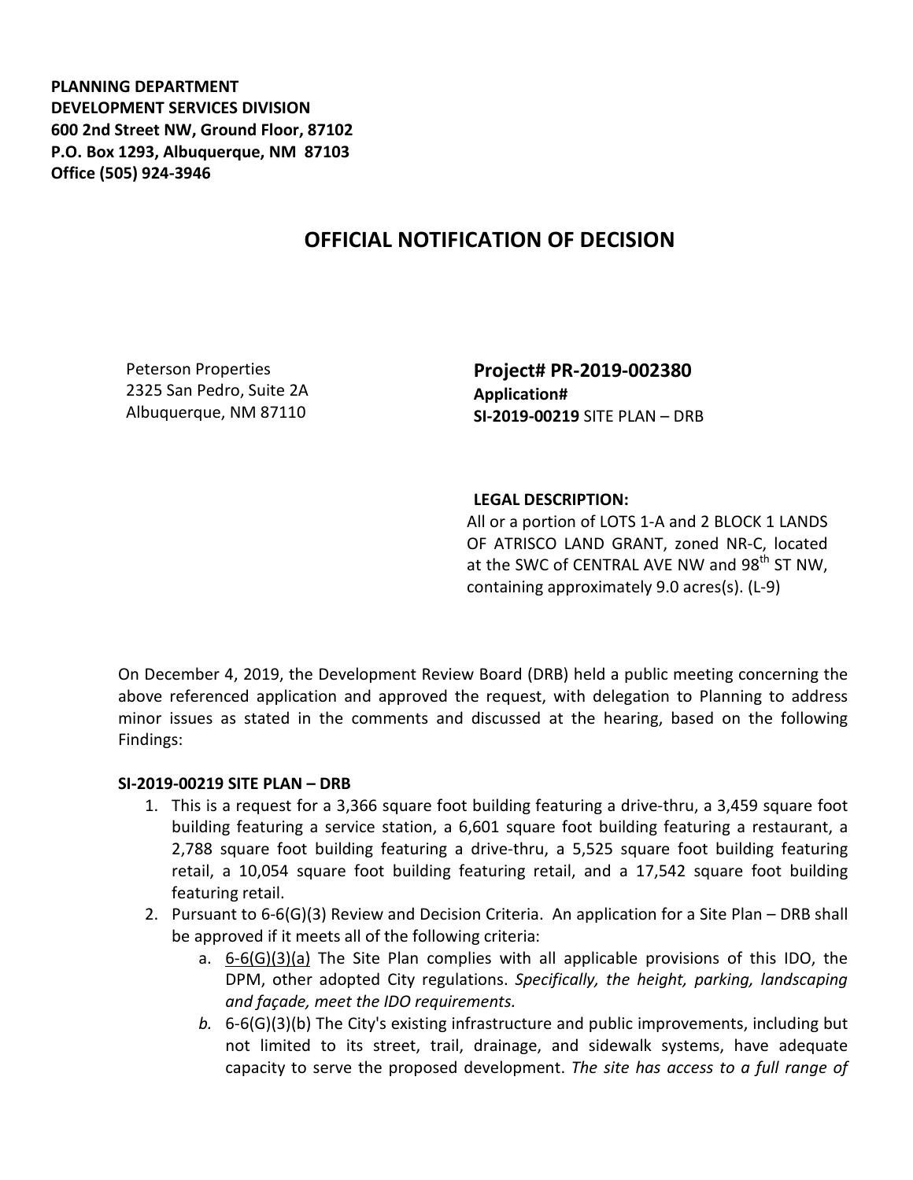**PLANNING DEPARTMENT**
**DEVELOPMENT SERVICES DIVISION**
**600 2nd Street NW, Ground Floor, 87102**
**P.O. Box 1293, Albuquerque, NM 87103**
**Office (505) 924-3946**

# OFFICIAL NOTIFICATION OF DECISION

Peterson Properties
2325 San Pedro, Suite 2A
Albuquerque, NM 87110

**Project# PR-2019-002380**
**Application#**
**SI-2019-00219** SITE PLAN – DRB

**LEGAL DESCRIPTION:**
All or a portion of LOTS 1-A and 2 BLOCK 1 LANDS OF ATRISCO LAND GRANT, zoned NR-C, located at the SWC of CENTRAL AVE NW and 98th ST NW, containing approximately 9.0 acres(s). (L-9)

On December 4, 2019, the Development Review Board (DRB) held a public meeting concerning the above referenced application and approved the request, with delegation to Planning to address minor issues as stated in the comments and discussed at the hearing, based on the following Findings:

**SI-2019-00219 SITE PLAN – DRB**

1. This is a request for a 3,366 square foot building featuring a drive-thru, a 3,459 square foot building featuring a service station, a 6,601 square foot building featuring a restaurant, a 2,788 square foot building featuring a drive-thru, a 5,525 square foot building featuring retail, a 10,054 square foot building featuring retail, and a 17,542 square foot building featuring retail.
2. Pursuant to 6-6(G)(3) Review and Decision Criteria. An application for a Site Plan – DRB shall be approved if it meets all of the following criteria:
   a. 6-6(G)(3)(a) The Site Plan complies with all applicable provisions of this IDO, the DPM, other adopted City regulations. *Specifically, the height, parking, landscaping and façade, meet the IDO requirements.*
   b. 6-6(G)(3)(b) The City's existing infrastructure and public improvements, including but not limited to its street, trail, drainage, and sidewalk systems, have adequate capacity to serve the proposed development. *The site has access to a full range of*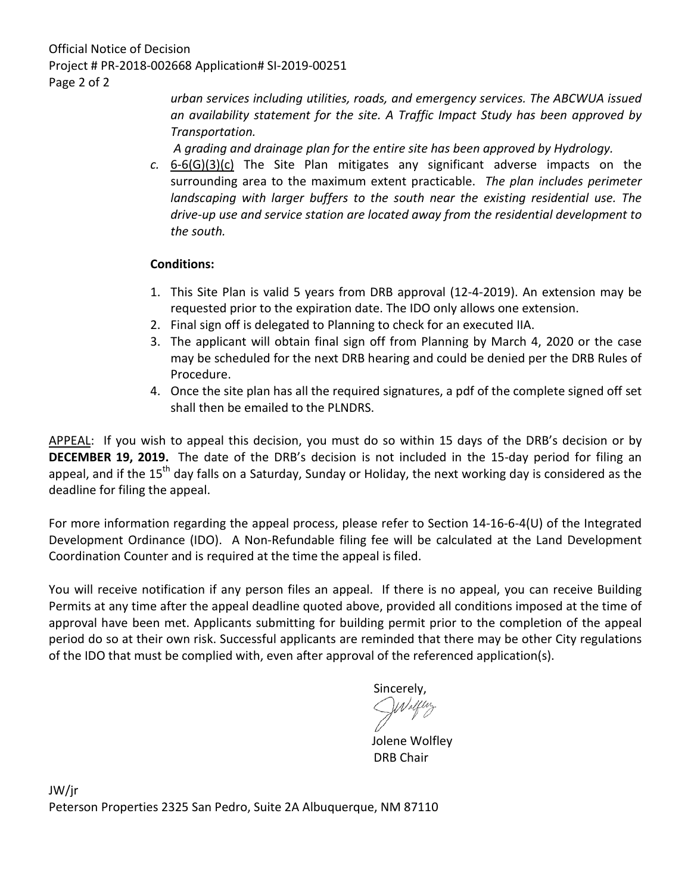*urban services including utilities, roads, and emergency services. The ABCWUA issued an availability statement for the site. A Traffic Impact Study has been approved by Transportation.*

*A grading and drainage plan for the entire site has been approved by Hydrology.*

*c.* 6-6(G)(3)(c) The Site Plan mitigates any significant adverse impacts on the surrounding area to the maximum extent practicable. *The plan includes perimeter landscaping with larger buffers to the south near the existing residential use. The drive-up use and service station are located away from the residential development to the south.*

**Conditions:**

1. This Site Plan is valid 5 years from DRB approval (12-4-2019). An extension may be requested prior to the expiration date. The IDO only allows one extension.
2. Final sign off is delegated to Planning to check for an executed IIA.
3. The applicant will obtain final sign off from Planning by March 4, 2020 or the case may be scheduled for the next DRB hearing and could be denied per the DRB Rules of Procedure.
4. Once the site plan has all the required signatures, a pdf of the complete signed off set shall then be emailed to the PLNDRS.

APPEAL: If you wish to appeal this decision, you must do so within 15 days of the DRB's decision or by **DECEMBER 19, 2019.** The date of the DRB's decision is not included in the 15-day period for filing an appeal, and if the 15th day falls on a Saturday, Sunday or Holiday, the next working day is considered as the deadline for filing the appeal.

For more information regarding the appeal process, please refer to Section 14-16-6-4(U) of the Integrated Development Ordinance (IDO). A Non-Refundable filing fee will be calculated at the Land Development Coordination Counter and is required at the time the appeal is filed.

You will receive notification if any person files an appeal. If there is no appeal, you can receive Building Permits at any time after the appeal deadline quoted above, provided all conditions imposed at the time of approval have been met. Applicants submitting for building permit prior to the completion of the appeal period do so at their own risk. Successful applicants are reminded that there may be other City regulations of the IDO that must be complied with, even after approval of the referenced application(s).

Sincerely,

Jolene Wolfley
DRB Chair

JW/jr
Peterson Properties 2325 San Pedro, Suite 2A Albuquerque, NM 87110